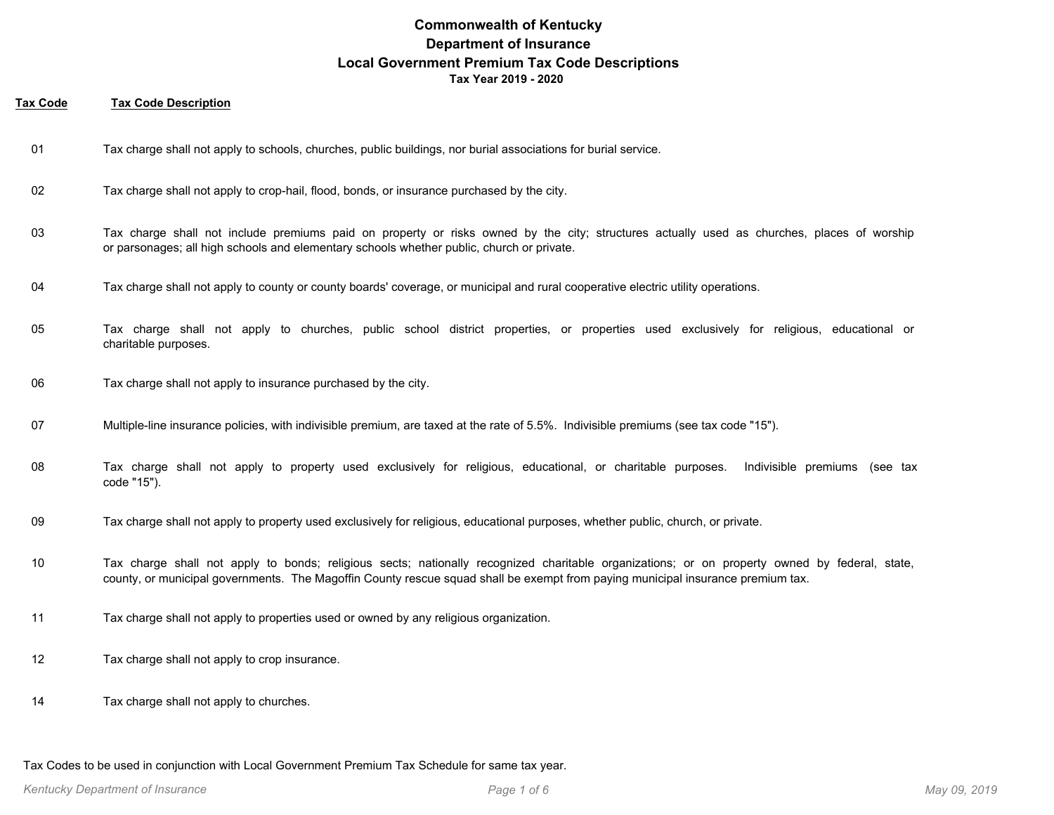# Commonwealth of Kentucky
## Department of Insurance
## Local Government Premium Tax Code Descriptions
### Tax Year 2019 - 2020

| Tax Code | Tax Code Description |
|---|---|
| 01 | Tax charge shall not apply to schools, churches, public buildings, nor burial associations for burial service. |
| 02 | Tax charge shall not apply to crop-hail, flood, bonds, or insurance purchased by the city. |
| 03 | Tax charge shall not include premiums paid on property or risks owned by the city; structures actually used as churches, places of worship or parsonages; all high schools and elementary schools whether public, church or private. |
| 04 | Tax charge shall not apply to county or county boards' coverage, or municipal and rural cooperative electric utility operations. |
| 05 | Tax charge shall not apply to churches, public school district properties, or properties used exclusively for religious, educational or charitable purposes. |
| 06 | Tax charge shall not apply to insurance purchased by the city. |
| 07 | Multiple-line insurance policies, with indivisible premium, are taxed at the rate of 5.5%. Indivisible premiums (see tax code "15"). |
| 08 | Tax charge shall not apply to property used exclusively for religious, educational, or charitable purposes. Indivisible premiums (see tax code "15"). |
| 09 | Tax charge shall not apply to property used exclusively for religious, educational purposes, whether public, church, or private. |
| 10 | Tax charge shall not apply to bonds; religious sects; nationally recognized charitable organizations; or on property owned by federal, state, county, or municipal governments. The Magoffin County rescue squad shall be exempt from paying municipal insurance premium tax. |
| 11 | Tax charge shall not apply to properties used or owned by any religious organization. |
| 12 | Tax charge shall not apply to crop insurance. |
| 14 | Tax charge shall not apply to churches. |

Tax Codes to be used in conjunction with Local Government Premium Tax Schedule for same tax year.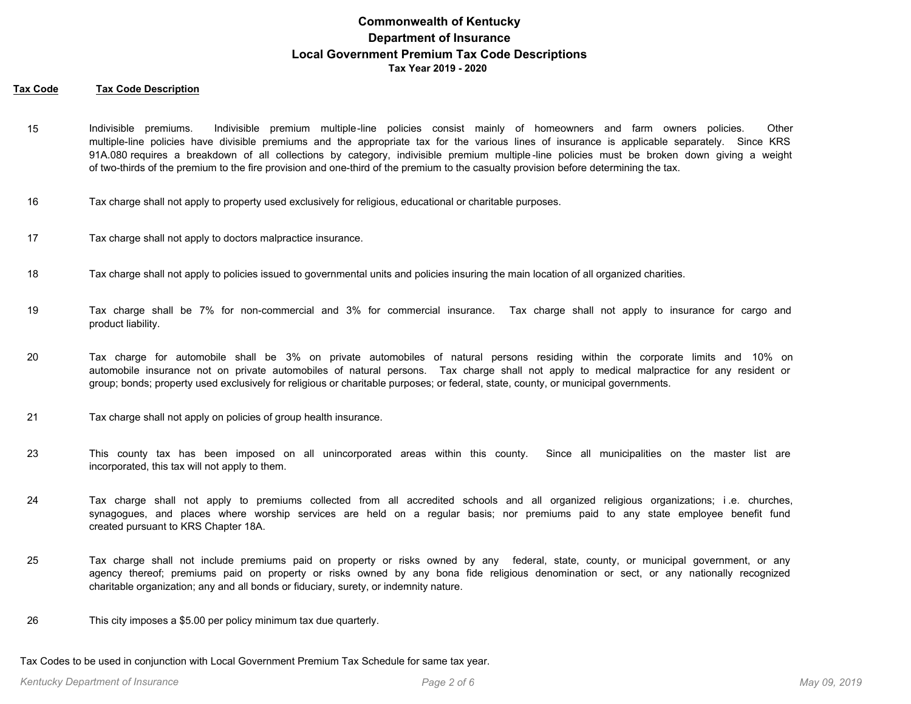**Commonwealth of Kentucky**
**Department of Insurance**
**Local Government Premium Tax Code Descriptions**
**Tax Year 2019 - 2020**

| Tax Code | Tax Code Description |
|---|---|
| 15 | Indivisible premiums. Indivisible premium multiple-line policies consist mainly of homeowners and farm owners policies. Other multiple-line policies have divisible premiums and the appropriate tax for the various lines of insurance is applicable separately. Since KRS 91A.080 requires a breakdown of all collections by category, indivisible premium multiple-line policies must be broken down giving a weight of two-thirds of the premium to the fire provision and one-third of the premium to the casualty provision before determining the tax. |
| 16 | Tax charge shall not apply to property used exclusively for religious, educational or charitable purposes. |
| 17 | Tax charge shall not apply to doctors malpractice insurance. |
| 18 | Tax charge shall not apply to policies issued to governmental units and policies insuring the main location of all organized charities. |
| 19 | Tax charge shall be 7% for non-commercial and 3% for commercial insurance. Tax charge shall not apply to insurance for cargo and product liability. |
| 20 | Tax charge for automobile shall be 3% on private automobiles of natural persons residing within the corporate limits and 10% on automobile insurance not on private automobiles of natural persons. Tax charge shall not apply to medical malpractice for any resident or group; bonds; property used exclusively for religious or charitable purposes; or federal, state, county, or municipal governments. |
| 21 | Tax charge shall not apply on policies of group health insurance. |
| 23 | This county tax has been imposed on all unincorporated areas within this county. Since all municipalities on the master list are incorporated, this tax will not apply to them. |
| 24 | Tax charge shall not apply to premiums collected from all accredited schools and all organized religious organizations; i.e. churches, synagogues, and places where worship services are held on a regular basis; nor premiums paid to any state employee benefit fund created pursuant to KRS Chapter 18A. |
| 25 | Tax charge shall not include premiums paid on property or risks owned by any federal, state, county, or municipal government, or any agency thereof; premiums paid on property or risks owned by any bona fide religious denomination or sect, or any nationally recognized charitable organization; any and all bonds or fiduciary, surety, or indemnity nature. |
| 26 | This city imposes a $5.00 per policy minimum tax due quarterly. |

Tax Codes to be used in conjunction with Local Government Premium Tax Schedule for same tax year.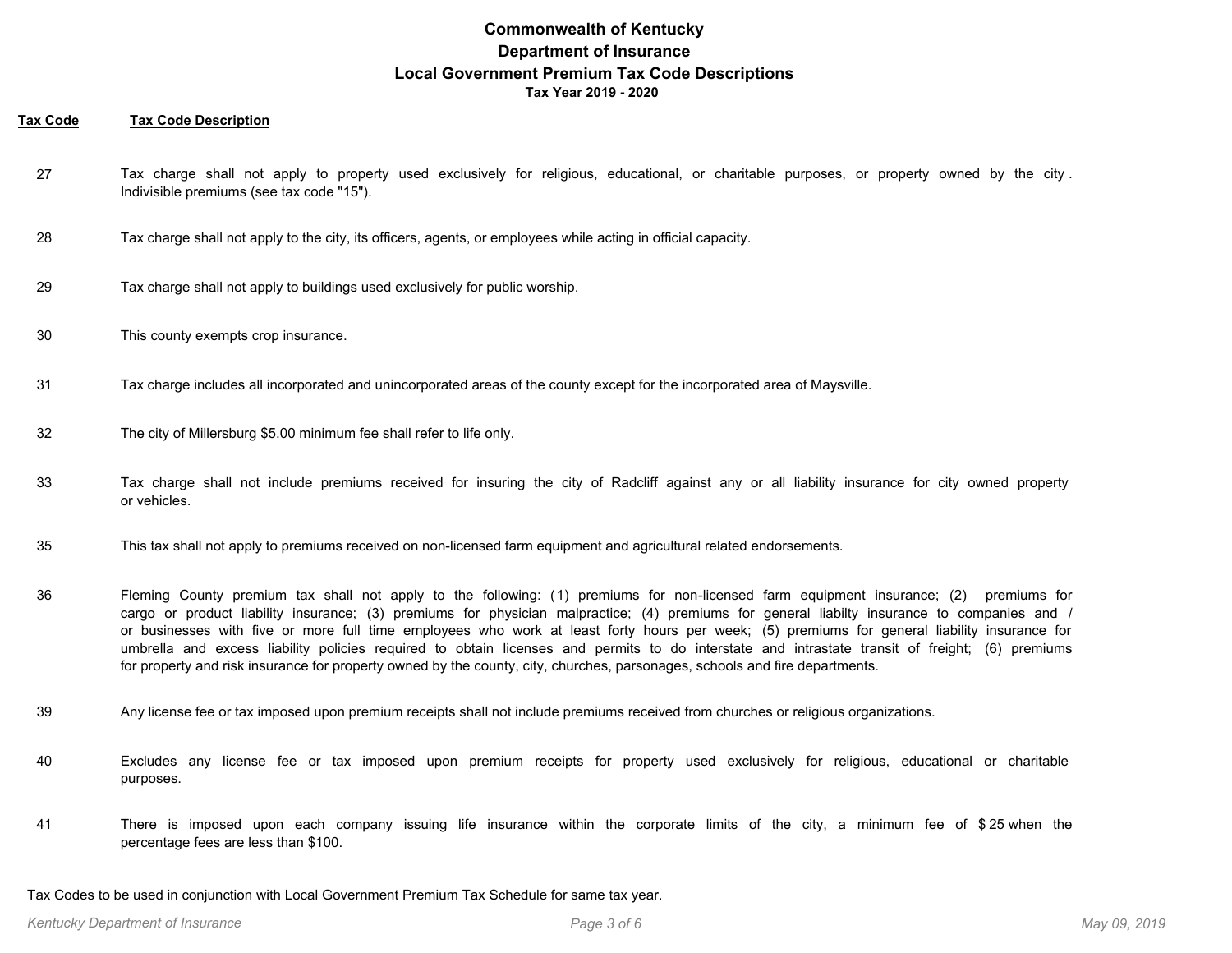# Commonwealth of Kentucky
## Department of Insurance
## Local Government Premium Tax Code Descriptions
**Tax Year 2019 - 2020**

| Tax Code | Tax Code Description |
|---|---|
| 27 | Tax charge shall not apply to property used exclusively for religious, educational, or charitable purposes, or property owned by the city . Indivisible premiums (see tax code "15"). |
| 28 | Tax charge shall not apply to the city, its officers, agents, or employees while acting in official capacity. |
| 29 | Tax charge shall not apply to buildings used exclusively for public worship. |
| 30 | This county exempts crop insurance. |
| 31 | Tax charge includes all incorporated and unincorporated areas of the county except for the incorporated area of Maysville. |
| 32 | The city of Millersburg $5.00 minimum fee shall refer to life only. |
| 33 | Tax charge shall not include premiums received for insuring the city of Radcliff against any or all liability insurance for city owned property or vehicles. |
| 35 | This tax shall not apply to premiums received on non-licensed farm equipment and agricultural related endorsements. |
| 36 | Fleming County premium tax shall not apply to the following: (1) premiums for non-licensed farm equipment insurance; (2) premiums for cargo or product liability insurance; (3) premiums for physician malpractice; (4) premiums for general liabilty insurance to companies and / or businesses with five or more full time employees who work at least forty hours per week; (5) premiums for general liability insurance for umbrella and excess liability policies required to obtain licenses and permits to do interstate and intrastate transit of freight; (6) premiums for property and risk insurance for property owned by the county, city, churches, parsonages, schools and fire departments. |
| 39 | Any license fee or tax imposed upon premium receipts shall not include premiums received from churches or religious organizations. |
| 40 | Excludes any license fee or tax imposed upon premium receipts for property used exclusively for religious, educational or charitable purposes. |
| 41 | There is imposed upon each company issuing life insurance within the corporate limits of the city, a minimum fee of $ 25 when the percentage fees are less than $100. |

Tax Codes to be used in conjunction with Local Government Premium Tax Schedule for same tax year.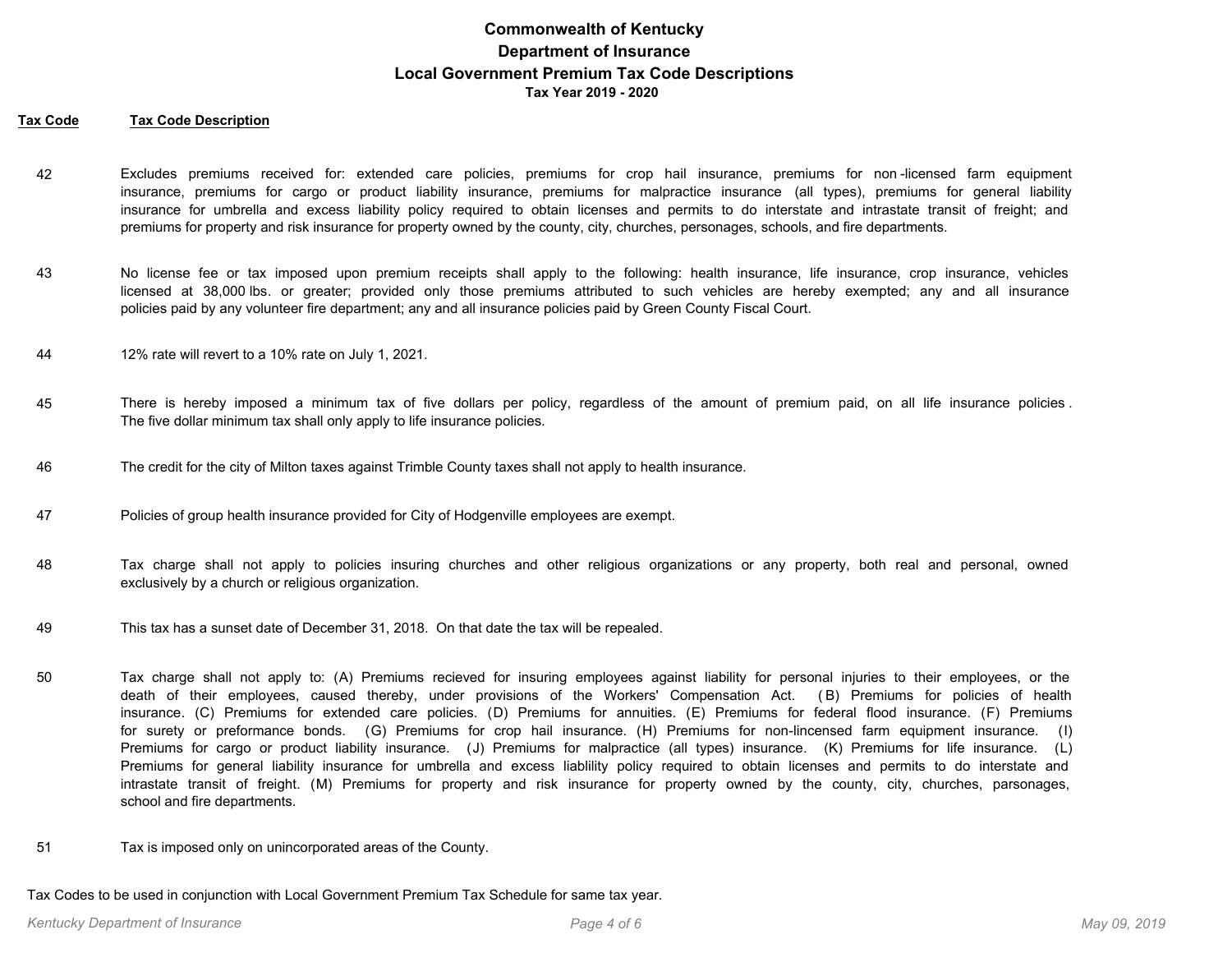# Commonwealth of Kentucky

## Department of Insurance

## Local Government Premium Tax Code Descriptions

**Tax Year 2019 - 2020**

| Tax Code | Tax Code Description |
|---|---|
| 42 | Excludes premiums received for: extended care policies, premiums for crop hail insurance, premiums for non-licensed farm equipment insurance, premiums for cargo or product liability insurance, premiums for malpractice insurance (all types), premiums for general liability insurance for umbrella and excess liability policy required to obtain licenses and permits to do interstate and intrastate transit of freight; and premiums for property and risk insurance for property owned by the county, city, churches, personages, schools, and fire departments. |
| 43 | No license fee or tax imposed upon premium receipts shall apply to the following: health insurance, life insurance, crop insurance, vehicles licensed at 38,000 lbs. or greater; provided only those premiums attributed to such vehicles are hereby exempted; any and all insurance policies paid by any volunteer fire department; any and all insurance policies paid by Green County Fiscal Court. |
| 44 | 12% rate will revert to a 10% rate on July 1, 2021. |
| 45 | There is hereby imposed a minimum tax of five dollars per policy, regardless of the amount of premium paid, on all life insurance policies. The five dollar minimum tax shall only apply to life insurance policies. |
| 46 | The credit for the city of Milton taxes against Trimble County taxes shall not apply to health insurance. |
| 47 | Policies of group health insurance provided for City of Hodgenville employees are exempt. |
| 48 | Tax charge shall not apply to policies insuring churches and other religious organizations or any property, both real and personal, owned exclusively by a church or religious organization. |
| 49 | This tax has a sunset date of December 31, 2018. On that date the tax will be repealed. |
| 50 | Tax charge shall not apply to: (A) Premiums recieved for insuring employees against liability for personal injuries to their employees, or the death of their employees, caused thereby, under provisions of the Workers' Compensation Act. (B) Premiums for policies of health insurance. (C) Premiums for extended care policies. (D) Premiums for annuities. (E) Premiums for federal flood insurance. (F) Premiums for surety or preformance bonds. (G) Premiums for crop hail insurance. (H) Premiums for non-lincensed farm equipment insurance. (I) Premiums for cargo or product liability insurance. (J) Premiums for malpractice (all types) insurance. (K) Premiums for life insurance. (L) Premiums for general liability insurance for umbrella and excess liablility policy required to obtain licenses and permits to do interstate and intrastate transit of freight. (M) Premiums for property and risk insurance for property owned by the county, city, churches, parsonages, school and fire departments. |
| 51 | Tax is imposed only on unincorporated areas of the County. |

Tax Codes to be used in conjunction with Local Government Premium Tax Schedule for same tax year.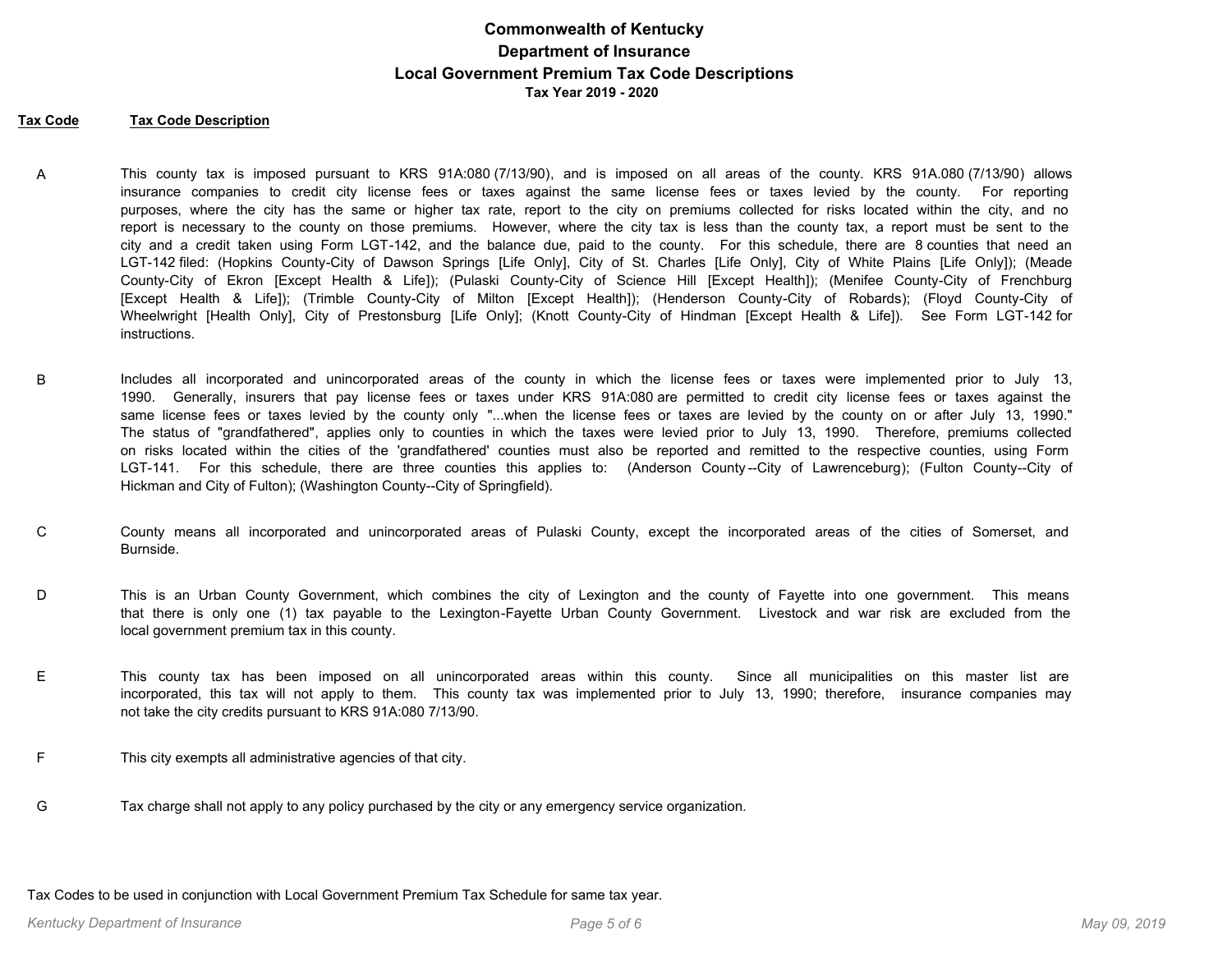# Commonwealth of Kentucky
## Department of Insurance
## Local Government Premium Tax Code Descriptions
### Tax Year 2019 - 2020

| Tax Code | Tax Code Description |
|---|---|
| A | This county tax is imposed pursuant to KRS 91A:080 (7/13/90), and is imposed on all areas of the county. KRS 91A.080 (7/13/90) allows insurance companies to credit city license fees or taxes against the same license fees or taxes levied by the county. For reporting purposes, where the city has the same or higher tax rate, report to the city on premiums collected for risks located within the city, and no report is necessary to the county on those premiums. However, where the city tax is less than the county tax, a report must be sent to the city and a credit taken using Form LGT-142, and the balance due, paid to the county. For this schedule, there are 8 counties that need an LGT-142 filed: (Hopkins County-City of Dawson Springs [Life Only], City of St. Charles [Life Only], City of White Plains [Life Only]); (Meade County-City of Ekron [Except Health & Life]); (Pulaski County-City of Science Hill [Except Health]); (Menifee County-City of Frenchburg [Except Health & Life]); (Trimble County-City of Milton [Except Health]); (Henderson County-City of Robards); (Floyd County-City of Wheelwright [Health Only], City of Prestonsburg [Life Only]; (Knott County-City of Hindman [Except Health & Life]). See Form LGT-142 for instructions. |
| B | Includes all incorporated and unincorporated areas of the county in which the license fees or taxes were implemented prior to July 13, 1990. Generally, insurers that pay license fees or taxes under KRS 91A:080 are permitted to credit city license fees or taxes against the same license fees or taxes levied by the county only "...when the license fees or taxes are levied by the county on or after July 13, 1990." The status of "grandfathered", applies only to counties in which the taxes were levied prior to July 13, 1990. Therefore, premiums collected on risks located within the cities of the 'grandfathered' counties must also be reported and remitted to the respective counties, using Form LGT-141. For this schedule, there are three counties this applies to: (Anderson County--City of Lawrenceburg); (Fulton County--City of Hickman and City of Fulton); (Washington County--City of Springfield). |
| C | County means all incorporated and unincorporated areas of Pulaski County, except the incorporated areas of the cities of Somerset, and Burnside. |
| D | This is an Urban County Government, which combines the city of Lexington and the county of Fayette into one government. This means that there is only one (1) tax payable to the Lexington-Fayette Urban County Government. Livestock and war risk are excluded from the local government premium tax in this county. |
| E | This county tax has been imposed on all unincorporated areas within this county. Since all municipalities on this master list are incorporated, this tax will not apply to them. This county tax was implemented prior to July 13, 1990; therefore, insurance companies may not take the city credits pursuant to KRS 91A:080 7/13/90. |
| F | This city exempts all administrative agencies of that city. |
| G | Tax charge shall not apply to any policy purchased by the city or any emergency service organization. |

Tax Codes to be used in conjunction with Local Government Premium Tax Schedule for same tax year.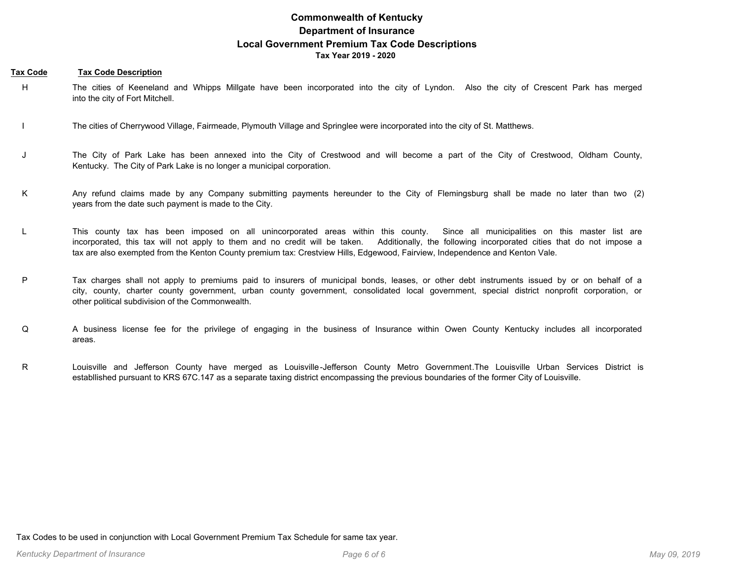# Commonwealth of Kentucky
## Department of Insurance
## Local Government Premium Tax Code Descriptions
### Tax Year 2019 - 2020

| Tax Code | Tax Code Description |
|---|---|
| H | The cities of Keeneland and Whipps Millgate have been incorporated into the city of Lyndon. Also the city of Crescent Park has merged into the city of Fort Mitchell. |
| I | The cities of Cherrywood Village, Fairmeade, Plymouth Village and Springlee were incorporated into the city of St. Matthews. |
| J | The City of Park Lake has been annexed into the City of Crestwood and will become a part of the City of Crestwood, Oldham County, Kentucky. The City of Park Lake is no longer a municipal corporation. |
| K | Any refund claims made by any Company submitting payments hereunder to the City of Flemingsburg shall be made no later than two (2) years from the date such payment is made to the City. |
| L | This county tax has been imposed on all unincorporated areas within this county. Since all municipalities on this master list are incorporated, this tax will not apply to them and no credit will be taken. Additionally, the following incorporated cities that do not impose a tax are also exempted from the Kenton County premium tax: Crestview Hills, Edgewood, Fairview, Independence and Kenton Vale. |
| P | Tax charges shall not apply to premiums paid to insurers of municipal bonds, leases, or other debt instruments issued by or on behalf of a city, county, charter county government, urban county government, consolidated local government, special district nonprofit corporation, or other political subdivision of the Commonwealth. |
| Q | A business license fee for the privilege of engaging in the business of Insurance within Owen County Kentucky includes all incorporated areas. |
| R | Louisville and Jefferson County have merged as Louisville-Jefferson County Metro Government.The Louisville Urban Services District is establlished pursuant to KRS 67C.147 as a separate taxing district encompassing the previous boundaries of the former City of Louisville. |

Tax Codes to be used in conjunction with Local Government Premium Tax Schedule for same tax year.